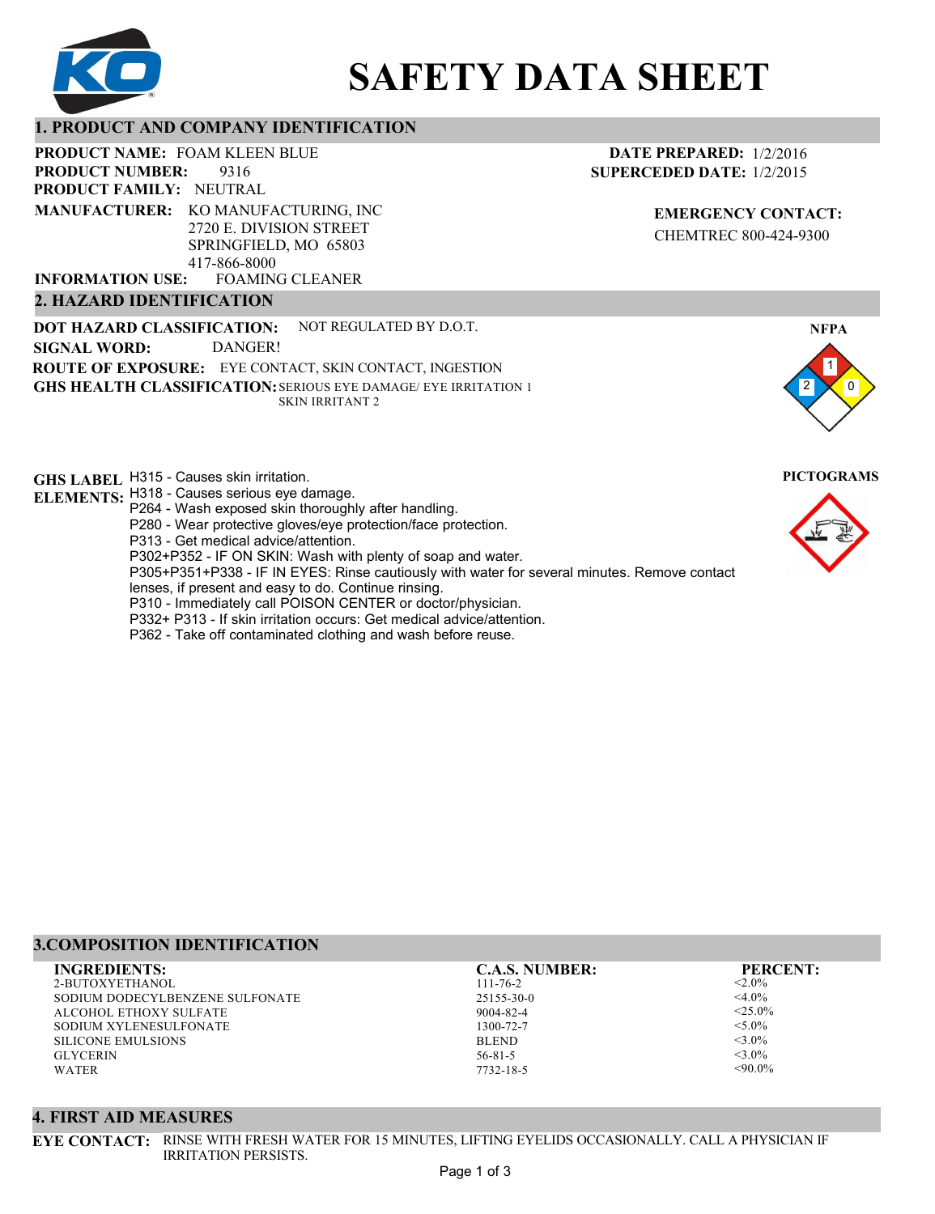# SAFETY DATA SHEET

## 1. PRODUCT AND COMPANY IDENTIFICATION

**PRODUCT NAME:** FOAM KLEEN BLUE
**PRODUCT NUMBER:** 9316
**PRODUCT FAMILY:** NEUTRAL
**MANUFACTURER:** KO MANUFACTURING, INC
2720 E. DIVISION STREET
SPRINGFIELD, MO 65803
417-866-8000
**INFORMATION USE:** FOAMING CLEANER

**DATE PREPARED:** 1/2/2016
**SUPERCEDED DATE:** 1/2/2015

**EMERGENCY CONTACT:**
CHEMTREC 800-424-9300

## 2. HAZARD IDENTIFICATION

**DOT HAZARD CLASSIFICATION:** NOT REGULATED BY D.O.T.
**SIGNAL WORD:** DANGER!
**ROUTE OF EXPOSURE:** EYE CONTACT, SKIN CONTACT, INGESTION
**GHS HEALTH CLASSIFICATION:** SERIOUS EYE DAMAGE/ EYE IRRITATION 1
SKIN IRRITANT 2

**NFPA**
Health: 2, Flammability: 1, Reactivity: 0

**GHS LABEL ELEMENTS:**
H315 - Causes skin irritation.
H318 - Causes serious eye damage.
P264 - Wash exposed skin thoroughly after handling.
P280 - Wear protective gloves/eye protection/face protection.
P313 - Get medical advice/attention.
P302+P352 - IF ON SKIN: Wash with plenty of soap and water.
P305+P351+P338 - IF IN EYES: Rinse cautiously with water for several minutes. Remove contact lenses, if present and easy to do. Continue rinsing.
P310 - Immediately call POISON CENTER or doctor/physician.
P332+ P313 - If skin irritation occurs: Get medical advice/attention.
P362 - Take off contaminated clothing and wash before reuse.

**PICTOGRAMS**

## 3.COMPOSITION IDENTIFICATION

| INGREDIENTS: | C.A.S. NUMBER: | PERCENT: |
|---|---|---|
| 2-BUTOXYETHANOL | 111-76-2 | <2.0% |
| SODIUM DODECYLBENZENE SULFONATE | 25155-30-0 | <4.0% |
| ALCOHOL ETHOXY SULFATE | 9004-82-4 | <25.0% |
| SODIUM XYLENESULFONATE | 1300-72-7 | <5.0% |
| SILICONE EMULSIONS | BLEND | <3.0% |
| GLYCERIN | 56-81-5 | <3.0% |
| WATER | 7732-18-5 | <90.0% |

## 4. FIRST AID MEASURES

**EYE CONTACT:** RINSE WITH FRESH WATER FOR 15 MINUTES, LIFTING EYELIDS OCCASIONALLY. CALL A PHYSICIAN IF IRRITATION PERSISTS.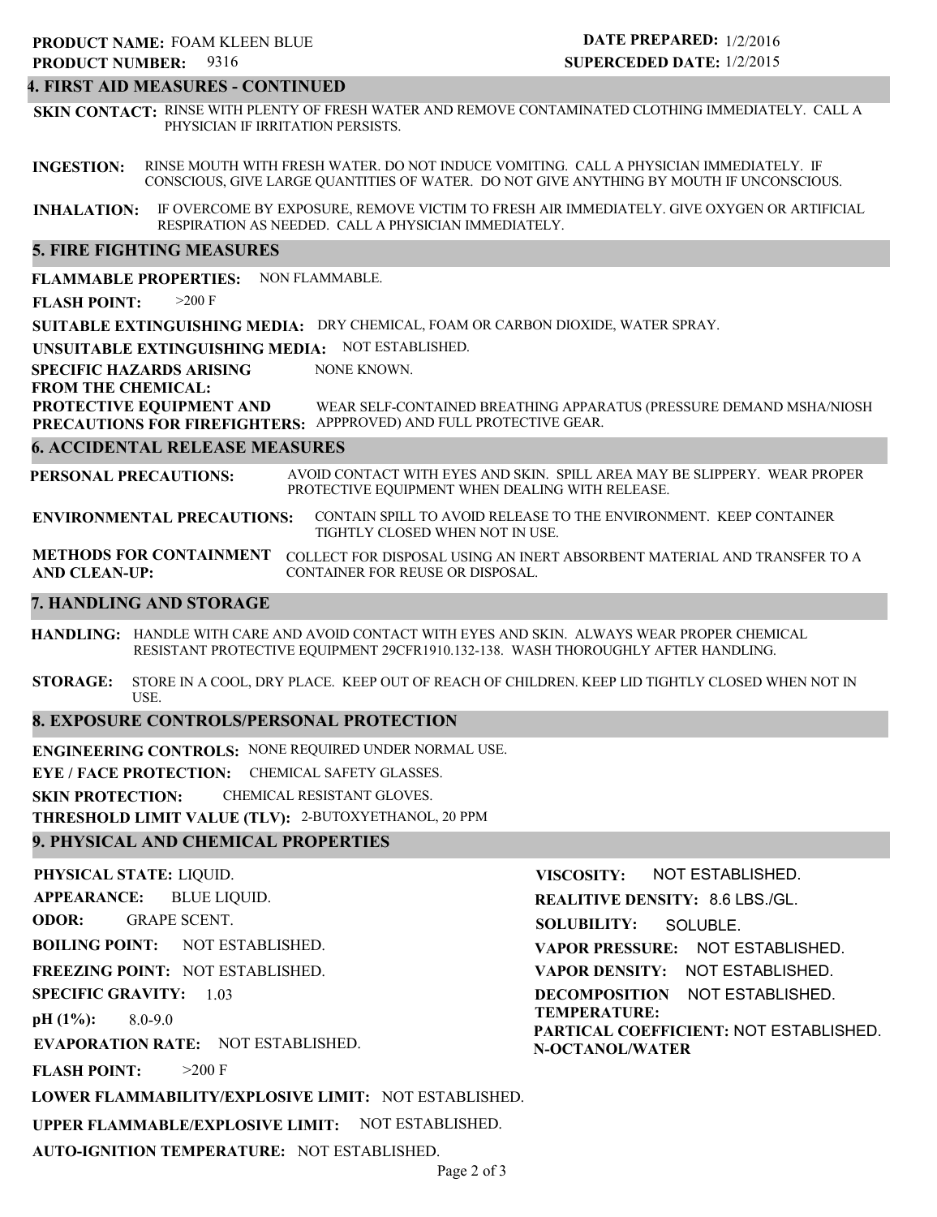**PRODUCT NAME:** FOAM KLEEN BLUE
**PRODUCT NUMBER:** 9316

**DATE PREPARED:** 1/2/2016
**SUPERCEDED DATE:** 1/2/2015

## 4. FIRST AID MEASURES - CONTINUED

**SKIN CONTACT:** RINSE WITH PLENTY OF FRESH WATER AND REMOVE CONTAMINATED CLOTHING IMMEDIATELY. CALL A PHYSICIAN IF IRRITATION PERSISTS.

**INGESTION:** RINSE MOUTH WITH FRESH WATER. DO NOT INDUCE VOMITING. CALL A PHYSICIAN IMMEDIATELY. IF CONSCIOUS, GIVE LARGE QUANTITIES OF WATER. DO NOT GIVE ANYTHING BY MOUTH IF UNCONSCIOUS.

**INHALATION:** IF OVERCOME BY EXPOSURE, REMOVE VICTIM TO FRESH AIR IMMEDIATELY. GIVE OXYGEN OR ARTIFICIAL RESPIRATION AS NEEDED. CALL A PHYSICIAN IMMEDIATELY.

## 5. FIRE FIGHTING MEASURES

**FLAMMABLE PROPERTIES:** NON FLAMMABLE.

**FLASH POINT:** >200 F

**SUITABLE EXTINGUISHING MEDIA:** DRY CHEMICAL, FOAM OR CARBON DIOXIDE, WATER SPRAY.

**UNSUITABLE EXTINGUISHING MEDIA:** NOT ESTABLISHED.

**SPECIFIC HAZARDS ARISING FROM THE CHEMICAL:** NONE KNOWN.

**PROTECTIVE EQUIPMENT AND PRECAUTIONS FOR FIREFIGHTERS:** WEAR SELF-CONTAINED BREATHING APPARATUS (PRESSURE DEMAND MSHA/NIOSH APPPROVED) AND FULL PROTECTIVE GEAR.

## 6. ACCIDENTAL RELEASE MEASURES

**PERSONAL PRECAUTIONS:** AVOID CONTACT WITH EYES AND SKIN. SPILL AREA MAY BE SLIPPERY. WEAR PROPER PROTECTIVE EQUIPMENT WHEN DEALING WITH RELEASE.

**ENVIRONMENTAL PRECAUTIONS:** CONTAIN SPILL TO AVOID RELEASE TO THE ENVIRONMENT. KEEP CONTAINER TIGHTLY CLOSED WHEN NOT IN USE.

**METHODS FOR CONTAINMENT AND CLEAN-UP:** COLLECT FOR DISPOSAL USING AN INERT ABSORBENT MATERIAL AND TRANSFER TO A CONTAINER FOR REUSE OR DISPOSAL.

## 7. HANDLING AND STORAGE

**HANDLING:** HANDLE WITH CARE AND AVOID CONTACT WITH EYES AND SKIN. ALWAYS WEAR PROPER CHEMICAL RESISTANT PROTECTIVE EQUIPMENT 29CFR1910.132-138. WASH THOROUGHLY AFTER HANDLING.

**STORAGE:** STORE IN A COOL, DRY PLACE. KEEP OUT OF REACH OF CHILDREN. KEEP LID TIGHTLY CLOSED WHEN NOT IN USE.

## 8. EXPOSURE CONTROLS/PERSONAL PROTECTION

**ENGINEERING CONTROLS:** NONE REQUIRED UNDER NORMAL USE.

**EYE / FACE PROTECTION:** CHEMICAL SAFETY GLASSES.

**SKIN PROTECTION:** CHEMICAL RESISTANT GLOVES.

**THRESHOLD LIMIT VALUE (TLV):** 2-BUTOXYETHANOL, 20 PPM

## 9. PHYSICAL AND CHEMICAL PROPERTIES

**PHYSICAL STATE:** LIQUID.

**APPEARANCE:** BLUE LIQUID.

**ODOR:** GRAPE SCENT.

**BOILING POINT:** NOT ESTABLISHED.

**FREEZING POINT:** NOT ESTABLISHED.

**SPECIFIC GRAVITY:** 1.03

**pH (1%):** 8.0-9.0

**EVAPORATION RATE:** NOT ESTABLISHED.

**FLASH POINT:** >200 F

**LOWER FLAMMABILITY/EXPLOSIVE LIMIT:** NOT ESTABLISHED.

**UPPER FLAMMABLE/EXPLOSIVE LIMIT:** NOT ESTABLISHED.

**AUTO-IGNITION TEMPERATURE:** NOT ESTABLISHED.

**VISCOSITY:** NOT ESTABLISHED.

**REALITIVE DENSITY:** 8.6 LBS./GL.

**SOLUBILITY:** SOLUBLE.

**VAPOR PRESSURE:** NOT ESTABLISHED.

**VAPOR DENSITY:** NOT ESTABLISHED.

**DECOMPOSITION TEMPERATURE:** NOT ESTABLISHED.

**PARTICAL COEFFICIENT: N-OCTANOL/WATER** NOT ESTABLISHED.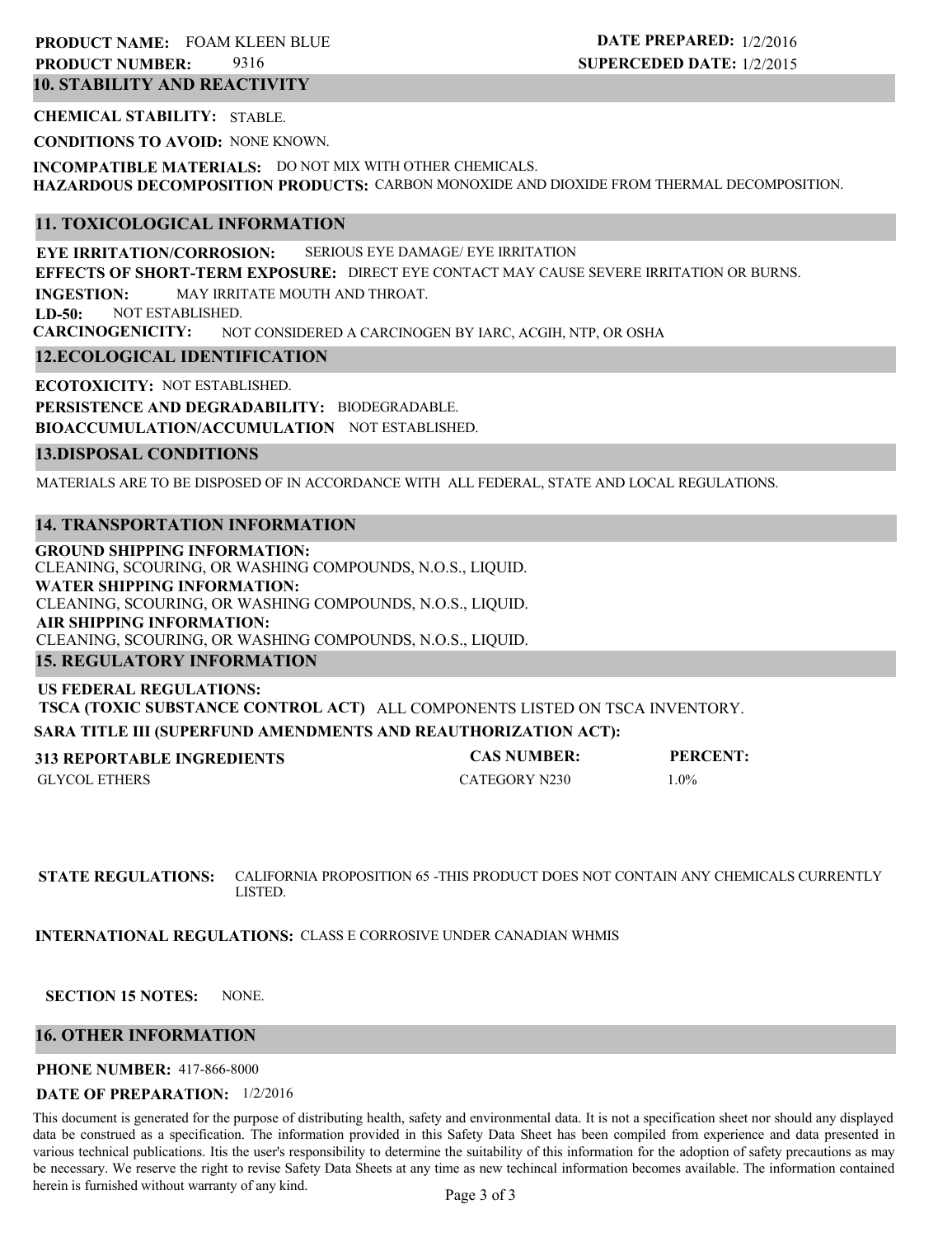**PRODUCT NAME:** FOAM KLEEN BLUE **DATE PREPARED:** 1/2/2016

**PRODUCT NUMBER:** 9316 **SUPERCEDED DATE:** 1/2/2015

## 10. STABILITY AND REACTIVITY

**CHEMICAL STABILITY:** STABLE.

**CONDITIONS TO AVOID:** NONE KNOWN.

**INCOMPATIBLE MATERIALS:** DO NOT MIX WITH OTHER CHEMICALS.

**HAZARDOUS DECOMPOSITION PRODUCTS:** CARBON MONOXIDE AND DIOXIDE FROM THERMAL DECOMPOSITION.

## 11. TOXICOLOGICAL INFORMATION

**EYE IRRITATION/CORROSION:** SERIOUS EYE DAMAGE/ EYE IRRITATION

**EFFECTS OF SHORT-TERM EXPOSURE:** DIRECT EYE CONTACT MAY CAUSE SEVERE IRRITATION OR BURNS.

**INGESTION:** MAY IRRITATE MOUTH AND THROAT.

**LD-50:** NOT ESTABLISHED.

**CARCINOGENICITY:** NOT CONSIDERED A CARCINOGEN BY IARC, ACGIH, NTP, OR OSHA

## 12.ECOLOGICAL IDENTIFICATION

**ECOTOXICITY:** NOT ESTABLISHED.

**PERSISTENCE AND DEGRADABILITY:** BIODEGRADABLE.

**BIOACCUMULATION/ACCUMULATION** NOT ESTABLISHED.

## 13.DISPOSAL CONDITIONS

MATERIALS ARE TO BE DISPOSED OF IN ACCORDANCE WITH ALL FEDERAL, STATE AND LOCAL REGULATIONS.

## 14. TRANSPORTATION INFORMATION

**GROUND SHIPPING INFORMATION:**
CLEANING, SCOURING, OR WASHING COMPOUNDS, N.O.S., LIQUID.

**WATER SHIPPING INFORMATION:**
CLEANING, SCOURING, OR WASHING COMPOUNDS, N.O.S., LIQUID.

**AIR SHIPPING INFORMATION:**
CLEANING, SCOURING, OR WASHING COMPOUNDS, N.O.S., LIQUID.

## 15. REGULATORY INFORMATION

**US FEDERAL REGULATIONS:**

**TSCA (TOXIC SUBSTANCE CONTROL ACT)** ALL COMPONENTS LISTED ON TSCA INVENTORY.

**SARA TITLE III (SUPERFUND AMENDMENTS AND REAUTHORIZATION ACT):**

| 313 REPORTABLE INGREDIENTS | CAS NUMBER: | PERCENT: |
|---|---|---|
| GLYCOL ETHERS | CATEGORY N230 | 1.0% |

**STATE REGULATIONS:** CALIFORNIA PROPOSITION 65 -THIS PRODUCT DOES NOT CONTAIN ANY CHEMICALS CURRENTLY LISTED.

**INTERNATIONAL REGULATIONS:** CLASS E CORROSIVE UNDER CANADIAN WHMIS

**SECTION 15 NOTES:** NONE.

## 16. OTHER INFORMATION

**PHONE NUMBER:** 417-866-8000

**DATE OF PREPARATION:** 1/2/2016

This document is generated for the purpose of distributing health, safety and environmental data. It is not a specification sheet nor should any displayed data be construed as a specification. The information provided in this Safety Data Sheet has been compiled from experience and data presented in various technical publications. Itis the user's responsibility to determine the suitability of this information for the adoption of safety precautions as may be necessary. We reserve the right to revise Safety Data Sheets at any time as new techincal information becomes available. The information contained herein is furnished without warranty of any kind.